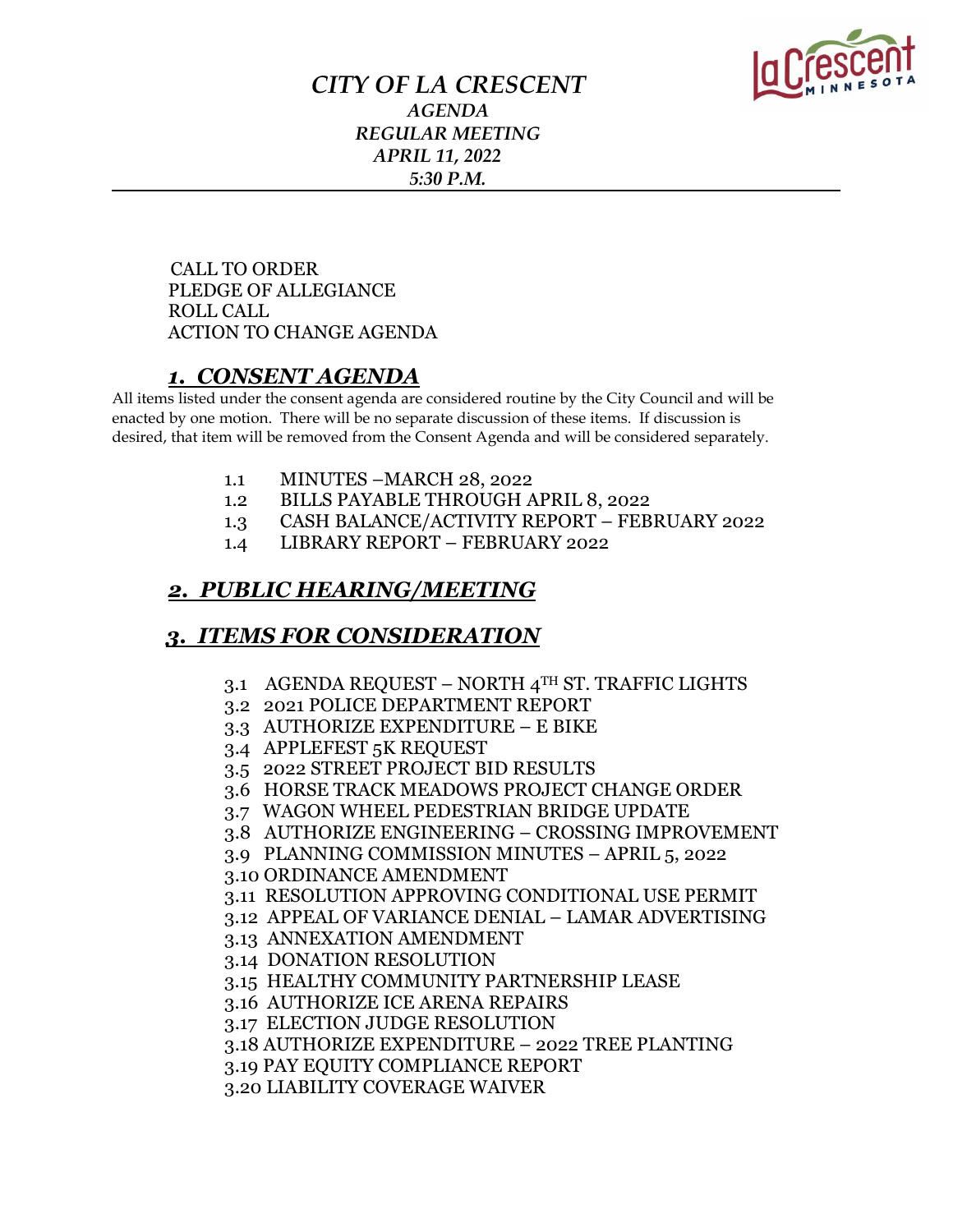# *CITY OF LA CRESCENT*

***AGENDA***
***REGULAR MEETING***
***APRIL 11, 2022***
***5:30 P.M.***

CALL TO ORDER
PLEDGE OF ALLEGIANCE
ROLL CALL
ACTION TO CHANGE AGENDA

## ***1. CONSENT AGENDA***

All items listed under the consent agenda are considered routine by the City Council and will be enacted by one motion. There will be no separate discussion of these items. If discussion is desired, that item will be removed from the Consent Agenda and will be considered separately.

- 1.1 MINUTES –MARCH 28, 2022
- 1.2 BILLS PAYABLE THROUGH APRIL 8, 2022
- 1.3 CASH BALANCE/ACTIVITY REPORT – FEBRUARY 2022
- 1.4 LIBRARY REPORT – FEBRUARY 2022

## ***2. PUBLIC HEARING/MEETING***

## ***3. ITEMS FOR CONSIDERATION***

- 3.1 AGENDA REQUEST – NORTH 4TH ST. TRAFFIC LIGHTS
- 3.2 2021 POLICE DEPARTMENT REPORT
- 3.3 AUTHORIZE EXPENDITURE – E BIKE
- 3.4 APPLEFEST 5K REQUEST
- 3.5 2022 STREET PROJECT BID RESULTS
- 3.6 HORSE TRACK MEADOWS PROJECT CHANGE ORDER
- 3.7 WAGON WHEEL PEDESTRIAN BRIDGE UPDATE
- 3.8 AUTHORIZE ENGINEERING – CROSSING IMPROVEMENT
- 3.9 PLANNING COMMISSION MINUTES – APRIL 5, 2022
- 3.10 ORDINANCE AMENDMENT
- 3.11 RESOLUTION APPROVING CONDITIONAL USE PERMIT
- 3.12 APPEAL OF VARIANCE DENIAL – LAMAR ADVERTISING
- 3.13 ANNEXATION AMENDMENT
- 3.14 DONATION RESOLUTION
- 3.15 HEALTHY COMMUNITY PARTNERSHIP LEASE
- 3.16 AUTHORIZE ICE ARENA REPAIRS
- 3.17 ELECTION JUDGE RESOLUTION
- 3.18 AUTHORIZE EXPENDITURE – 2022 TREE PLANTING
- 3.19 PAY EQUITY COMPLIANCE REPORT
- 3.20 LIABILITY COVERAGE WAIVER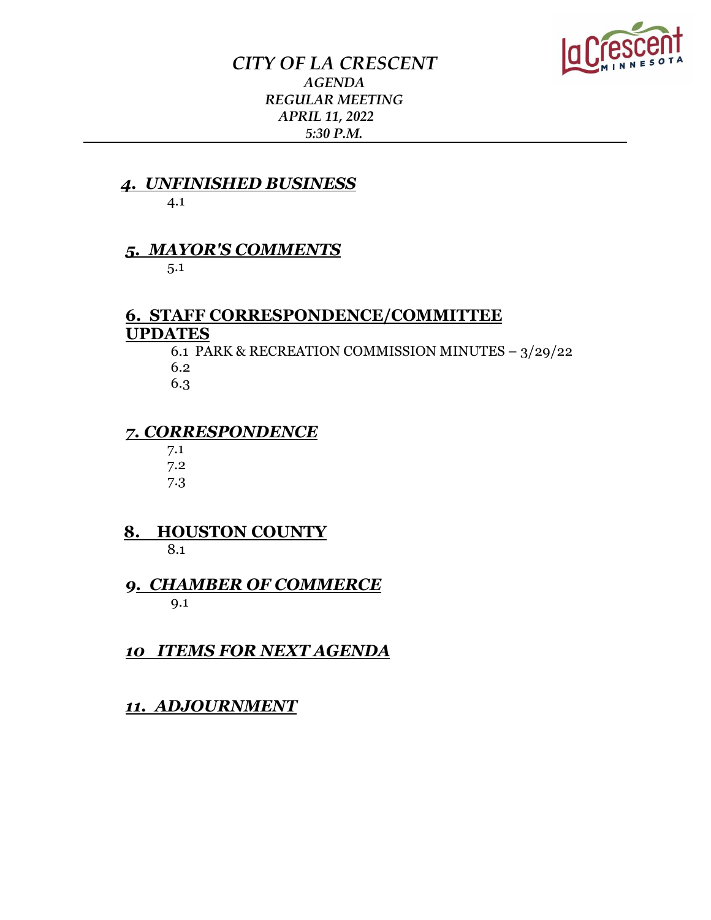*CITY OF LA CRESCENT*
*AGENDA*
*REGULAR MEETING*
*APRIL 11, 2022*
*5:30 P.M.*

---

## ***4. UNFINISHED BUSINESS***

4.1

## ***5. MAYOR'S COMMENTS***

5.1

## **6. STAFF CORRESPONDENCE/COMMITTEE UPDATES**

6.1 PARK & RECREATION COMMISSION MINUTES – 3/29/22
6.2
6.3

## ***7. CORRESPONDENCE***

7.1
7.2
7.3

## **8. HOUSTON COUNTY**

8.1

## ***9. CHAMBER OF COMMERCE***

9.1

## ***10 ITEMS FOR NEXT AGENDA***

## ***11. ADJOURNMENT***